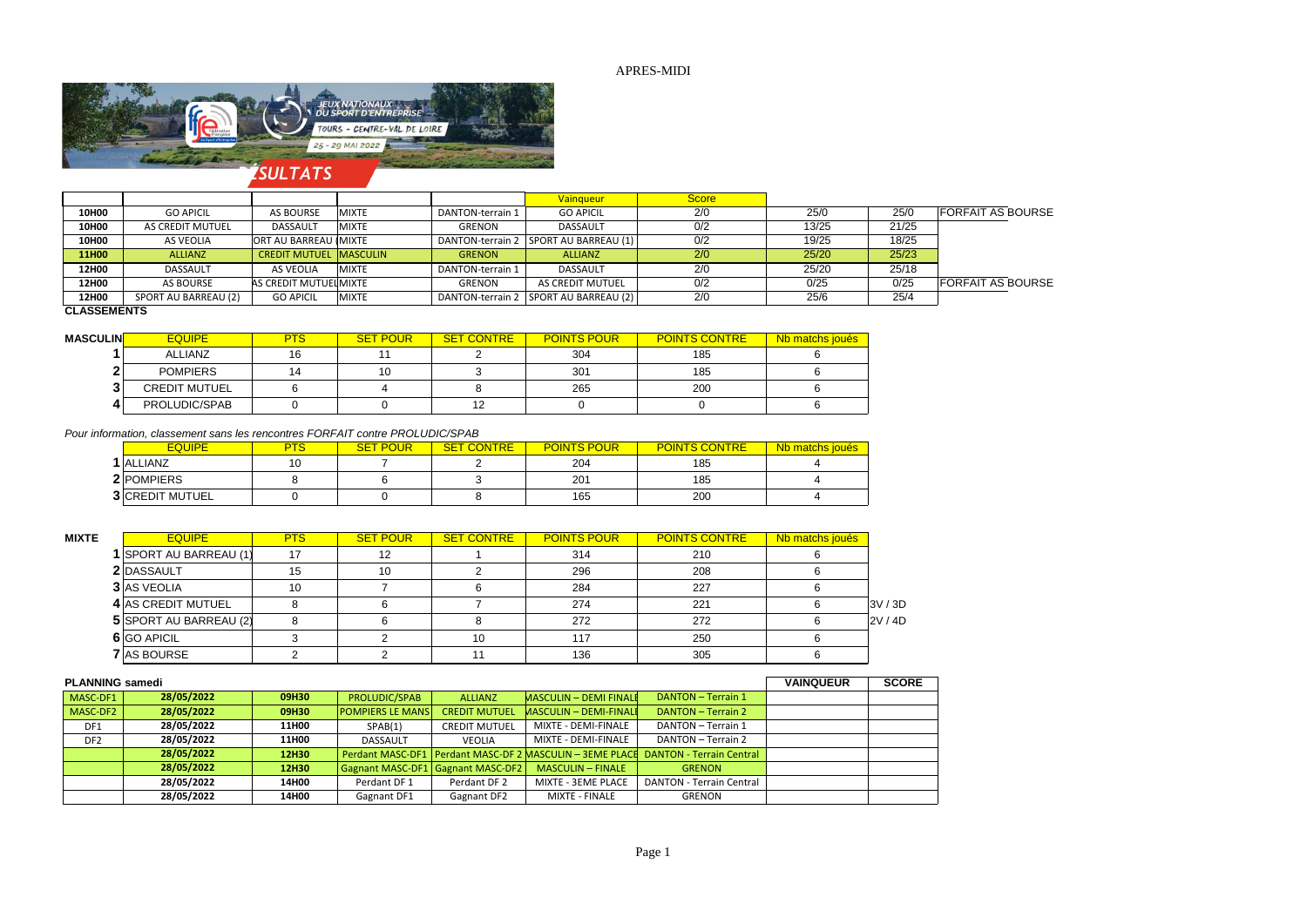APRES-MIDI

JEUX NATIONAUX DU SPORT D'ENTREPRISE

TOURS - CENTRE-VAL DE LOIRE

25 - 29 MAI 2022

RÉSULTATS

| | | | | | Vainqueur | Score | | | |
|---|---|---|---|---|---|---|---|---|---|
| 10H00 | GO APICIL | AS BOURSE | MIXTE | DANTON-terrain 1 | GO APICIL | 2/0 | 25/0 | 25/0 | FORFAIT AS BOURSE |
| 10H00 | AS CREDIT MUTUEL | DASSAULT | MIXTE | GRENON | DASSAULT | 0/2 | 13/25 | 21/25 | |
| 10H00 | AS VEOLIA | ORT AU BARREAU ( | MIXTE | DANTON-terrain 2 | SPORT AU BARREAU (1) | 0/2 | 19/25 | 18/25 | |
| 11H00 | ALLIANZ | CREDIT MUTUEL | MASCULIN | GRENON | ALLIANZ | 2/0 | 25/20 | 25/23 | |
| 12H00 | DASSAULT | AS VEOLIA | MIXTE | DANTON-terrain 1 | DASSAULT | 2/0 | 25/20 | 25/18 | |
| 12H00 | AS BOURSE | AS CREDIT MUTUEL | MIXTE | GRENON | AS CREDIT MUTUEL | 0/2 | 0/25 | 0/25 | FORFAIT AS BOURSE |
| 12H00 | SPORT AU BARREAU (2) | GO APICIL | MIXTE | DANTON-terrain 2 | SPORT AU BARREAU (2) | 2/0 | 25/6 | 25/4 | |

**CLASSEMENTS**

| MASCULIN | EQUIPE | PTS | SET POUR | SET CONTRE | POINTS POUR | POINTS CONTRE | Nb matchs joués |
|---|---|---|---|---|---|---|---|
| 1 | ALLIANZ | 16 | 11 | 2 | 304 | 185 | 6 |
| 2 | POMPIERS | 14 | 10 | 3 | 301 | 185 | 6 |
| 3 | CREDIT MUTUEL | 6 | 4 | 8 | 265 | 200 | 6 |
| 4 | PROLUDIC/SPAB | 0 | 0 | 12 | 0 | 0 | 6 |

*Pour information, classement sans les rencontres FORFAIT contre PROLUDIC/SPAB*

| | EQUIPE | PTS | SET POUR | SET CONTRE | POINTS POUR | POINTS CONTRE | Nb matchs joués |
|---|---|---|---|---|---|---|---|
| 1 | ALLIANZ | 10 | 7 | 2 | 204 | 185 | 4 |
| 2 | POMPIERS | 8 | 6 | 3 | 201 | 185 | 4 |
| 3 | CREDIT MUTUEL | 0 | 0 | 8 | 165 | 200 | 4 |

| MIXTE | EQUIPE | PTS | SET POUR | SET CONTRE | POINTS POUR | POINTS CONTRE | Nb matchs joués | |
|---|---|---|---|---|---|---|---|---|
| 1 | SPORT AU BARREAU (1) | 17 | 12 | 1 | 314 | 210 | 6 | |
| 2 | DASSAULT | 15 | 10 | 2 | 296 | 208 | 6 | |
| 3 | AS VEOLIA | 10 | 7 | 6 | 284 | 227 | 6 | |
| 4 | AS CREDIT MUTUEL | 8 | 6 | 7 | 274 | 221 | 6 | 3V / 3D |
| 5 | SPORT AU BARREAU (2) | 8 | 6 | 8 | 272 | 272 | 6 | 2V / 4D |
| 6 | GO APICIL | 3 | 2 | 10 | 117 | 250 | 6 | |
| 7 | AS BOURSE | 2 | 2 | 11 | 136 | 305 | 6 | |

**PLANNING samedi**

| | | | | | | | VAINQUEUR | SCORE |
|---|---|---|---|---|---|---|---|---|
| MASC-DF1 | 28/05/2022 | 09H30 | PROLUDIC/SPAB | ALLIANZ | MASCULIN – DEMI FINALE | DANTON – Terrain 1 | | |
| MASC-DF2 | 28/05/2022 | 09H30 | POMPIERS LE MANS | CREDIT MUTUEL | MASCULIN – DEMI-FINALE | DANTON – Terrain 2 | | |
| DF1 | 28/05/2022 | 11H00 | SPAB(1) | CREDIT MUTUEL | MIXTE - DEMI-FINALE | DANTON – Terrain 1 | | |
| DF2 | 28/05/2022 | 11H00 | DASSAULT | VEOLIA | MIXTE - DEMI-FINALE | DANTON – Terrain 2 | | |
| | 28/05/2022 | 12H30 | Perdant MASC-DF1 | Perdant MASC-DF 2 | MASCULIN – 3EME PLACE | DANTON - Terrain Central | | |
| | 28/05/2022 | 12H30 | Gagnant MASC-DF1 | Gagnant MASC-DF2 | MASCULIN – FINALE | GRENON | | |
| | 28/05/2022 | 14H00 | Perdant DF 1 | Perdant DF 2 | MIXTE - 3EME PLACE | DANTON - Terrain Central | | |
| | 28/05/2022 | 14H00 | Gagnant DF1 | Gagnant DF2 | MIXTE - FINALE | GRENON | | |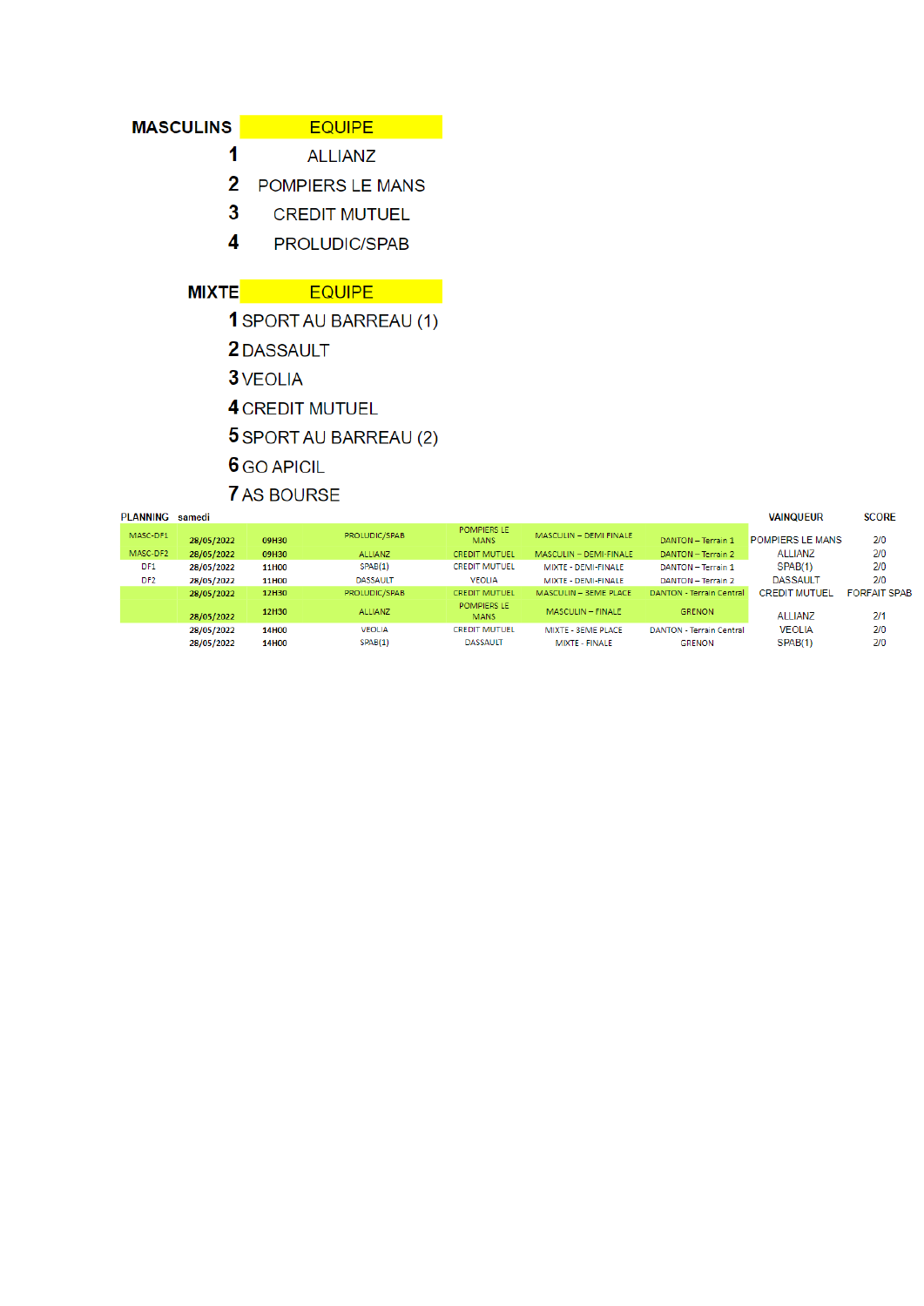| MASCULINS | EQUIPE |
|---|---|
| 1 | ALLIANZ |
| 2 | POMPIERS LE MANS |
| 3 | CREDIT MUTUEL |
| 4 | PROLUDIC/SPAB |

| MIXTE | EQUIPE |
|---|---|
| 1 | SPORT AU BARREAU (1) |
| 2 | DASSAULT |
| 3 | VEOLIA |
| 4 | CREDIT MUTUEL |
| 5 | SPORT AU BARREAU (2) |
| 6 | GO APICIL |
| 7 | AS BOURSE |

| PLANNING | samedi | | | | | | VAINQUEUR | SCORE |
|---|---|---|---|---|---|---|---|---|
| MASC-DF1 | 28/05/2022 | 09H30 | PROLUDIC/SPAB | POMPIERS LE MANS | MASCULIN – DEMI FINALE | DANTON – Terrain 1 | POMPIERS LE MANS | 2/0 |
| MASC-DF2 | 28/05/2022 | 09H30 | ALLIANZ | CREDIT MUTUEL | MASCULIN – DEMI-FINALE | DANTON – Terrain 2 | ALLIANZ | 2/0 |
| DF1 | 28/05/2022 | 11H00 | SPAB(1) | CREDIT MUTUEL | MIXTE - DEMI-FINALE | DANTON – Terrain 1 | SPAB(1) | 2/0 |
| DF2 | 28/05/2022 | 11H00 | DASSAULT | VEOLIA | MIXTE - DEMI-FINALE | DANTON – Terrain 2 | DASSAULT | 2/0 |
| | 28/05/2022 | 12H30 | PROLUDIC/SPAB | CREDIT MUTUEL | MASCULIN – 3EME PLACE | DANTON - Terrain Central | CREDIT MUTUEL | FORFAIT SPAB |
| | 28/05/2022 | 12H30 | ALLIANZ | POMPIERS LE MANS | MASCULIN – FINALE | GRENON | ALLIANZ | 2/1 |
| | 28/05/2022 | 14H00 | VEOLIA | CREDIT MUTUEL | MIXTE - 3EME PLACE | DANTON - Terrain Central | VEOLIA | 2/0 |
| | 28/05/2022 | 14H00 | SPAB(1) | DASSAULT | MIXTE - FINALE | GRENON | SPAB(1) | 2/0 |